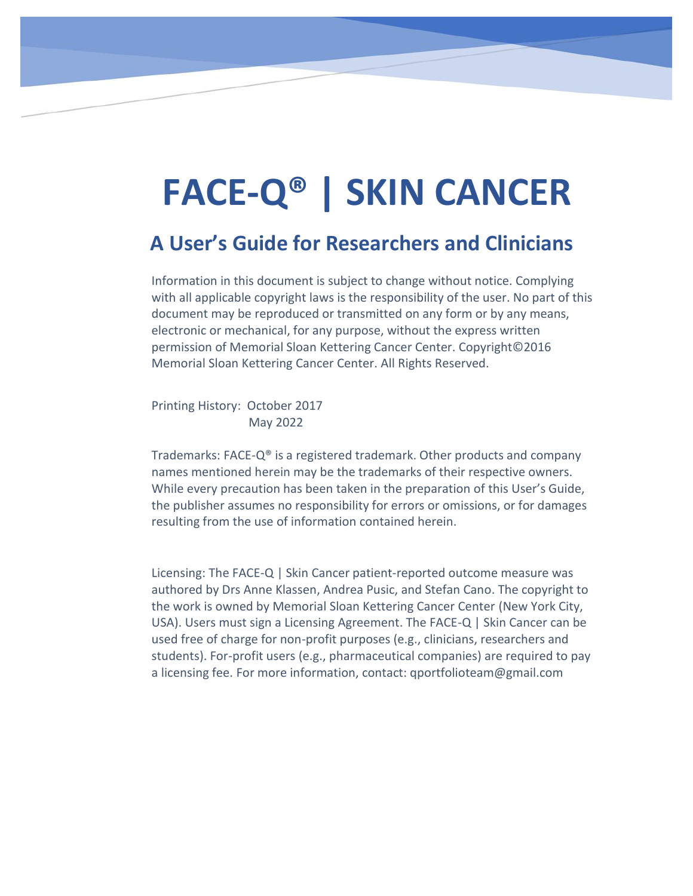# FACE-Q® | SKIN CANCER

## A User's Guide for Researchers and Clinicians

Information in this document is subject to change without notice. Complying with all applicable copyright laws is the responsibility of the user. No part of this document may be reproduced or transmitted on any form or by any means, electronic or mechanical, for any purpose, without the express written permission of Memorial Sloan Kettering Cancer Center. Copyright©2016 Memorial Sloan Kettering Cancer Center. All Rights Reserved.

Printing History: October 2017
May 2022

Trademarks: FACE-Q® is a registered trademark. Other products and company names mentioned herein may be the trademarks of their respective owners. While every precaution has been taken in the preparation of this User's Guide, the publisher assumes no responsibility for errors or omissions, or for damages resulting from the use of information contained herein.

Licensing: The FACE-Q | Skin Cancer patient-reported outcome measure was authored by Drs Anne Klassen, Andrea Pusic, and Stefan Cano. The copyright to the work is owned by Memorial Sloan Kettering Cancer Center (New York City, USA). Users must sign a Licensing Agreement. The FACE-Q | Skin Cancer can be used free of charge for non-profit purposes (e.g., clinicians, researchers and students). For-profit users (e.g., pharmaceutical companies) are required to pay a licensing fee. For more information, contact: qportfolioteam@gmail.com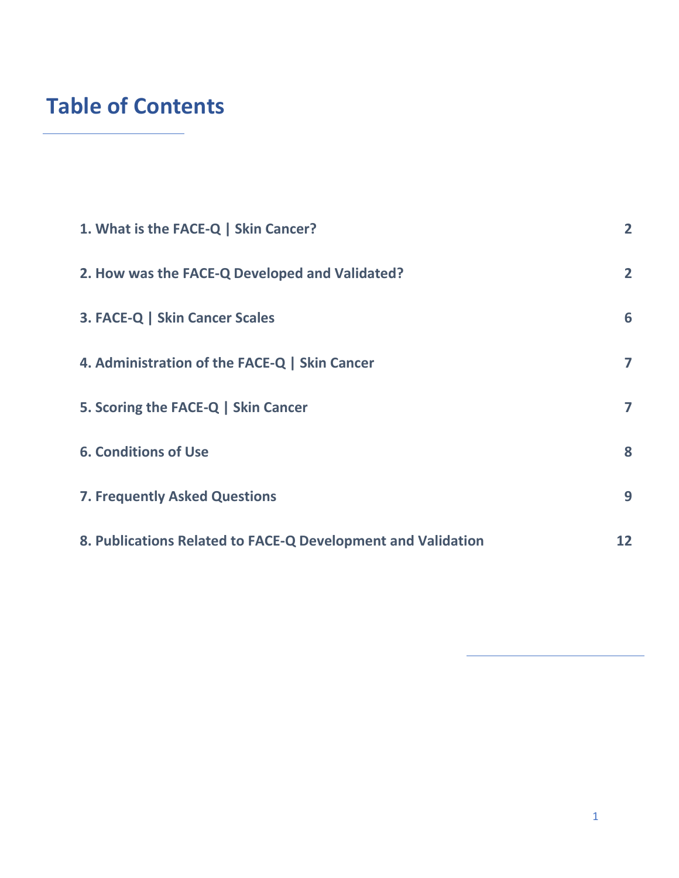# Table of Contents

| | |
|---|---|
| **1. What is the FACE-Q \| Skin Cancer?** | **2** |
| **2. How was the FACE-Q Developed and Validated?** | **2** |
| **3. FACE-Q \| Skin Cancer Scales** | **6** |
| **4. Administration of the FACE-Q \| Skin Cancer** | **7** |
| **5. Scoring the FACE-Q \| Skin Cancer** | **7** |
| **6. Conditions of Use** | **8** |
| **7. Frequently Asked Questions** | **9** |
| **8. Publications Related to FACE-Q Development and Validation** | **12** |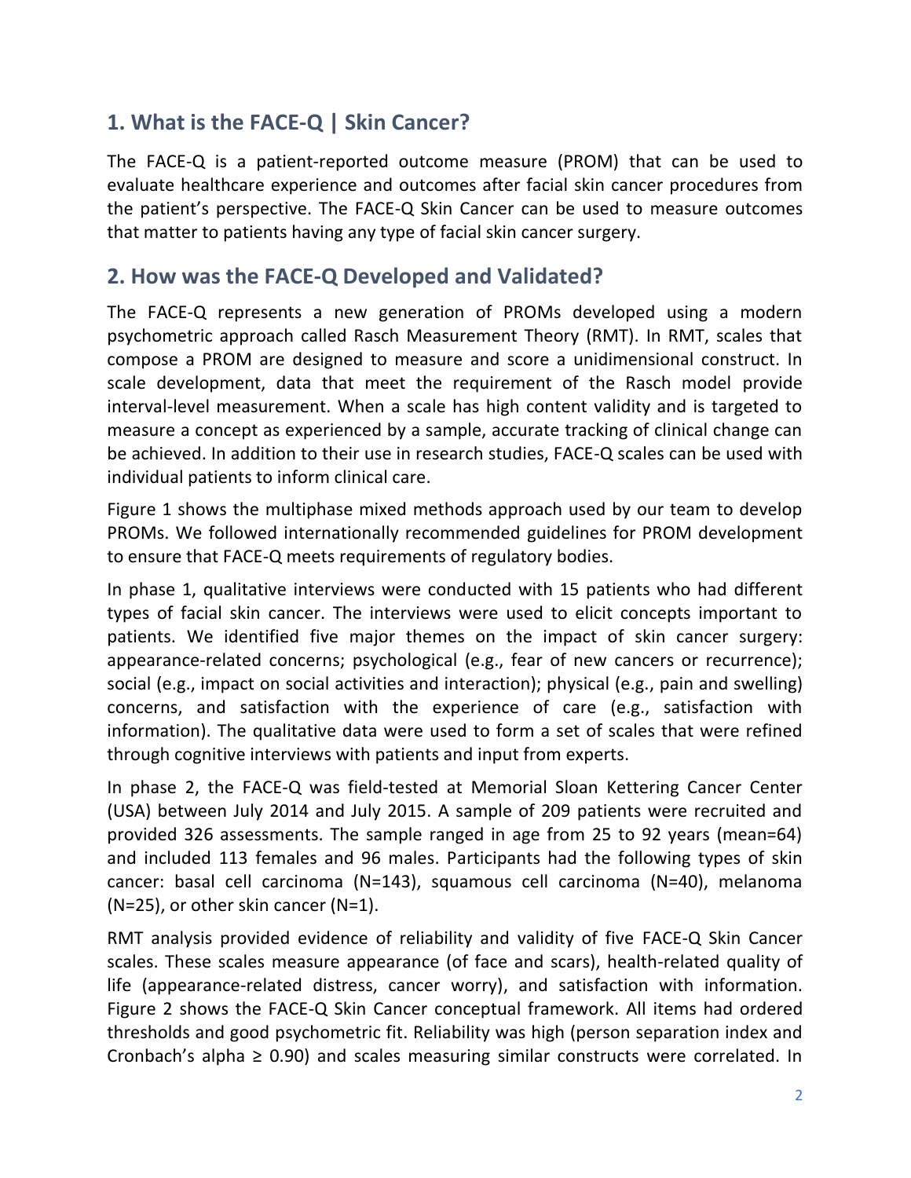## 1. What is the FACE-Q | Skin Cancer?

The FACE-Q is a patient-reported outcome measure (PROM) that can be used to evaluate healthcare experience and outcomes after facial skin cancer procedures from the patient's perspective. The FACE-Q Skin Cancer can be used to measure outcomes that matter to patients having any type of facial skin cancer surgery.

## 2. How was the FACE-Q Developed and Validated?

The FACE-Q represents a new generation of PROMs developed using a modern psychometric approach called Rasch Measurement Theory (RMT). In RMT, scales that compose a PROM are designed to measure and score a unidimensional construct. In scale development, data that meet the requirement of the Rasch model provide interval-level measurement. When a scale has high content validity and is targeted to measure a concept as experienced by a sample, accurate tracking of clinical change can be achieved. In addition to their use in research studies, FACE-Q scales can be used with individual patients to inform clinical care.

Figure 1 shows the multiphase mixed methods approach used by our team to develop PROMs. We followed internationally recommended guidelines for PROM development to ensure that FACE-Q meets requirements of regulatory bodies.

In phase 1, qualitative interviews were conducted with 15 patients who had different types of facial skin cancer. The interviews were used to elicit concepts important to patients. We identified five major themes on the impact of skin cancer surgery: appearance-related concerns; psychological (e.g., fear of new cancers or recurrence); social (e.g., impact on social activities and interaction); physical (e.g., pain and swelling) concerns, and satisfaction with the experience of care (e.g., satisfaction with information). The qualitative data were used to form a set of scales that were refined through cognitive interviews with patients and input from experts.

In phase 2, the FACE-Q was field-tested at Memorial Sloan Kettering Cancer Center (USA) between July 2014 and July 2015. A sample of 209 patients were recruited and provided 326 assessments. The sample ranged in age from 25 to 92 years (mean=64) and included 113 females and 96 males. Participants had the following types of skin cancer: basal cell carcinoma (N=143), squamous cell carcinoma (N=40), melanoma (N=25), or other skin cancer (N=1).

RMT analysis provided evidence of reliability and validity of five FACE-Q Skin Cancer scales. These scales measure appearance (of face and scars), health-related quality of life (appearance-related distress, cancer worry), and satisfaction with information. Figure 2 shows the FACE-Q Skin Cancer conceptual framework. All items had ordered thresholds and good psychometric fit. Reliability was high (person separation index and Cronbach's alpha ≥ 0.90) and scales measuring similar constructs were correlated. In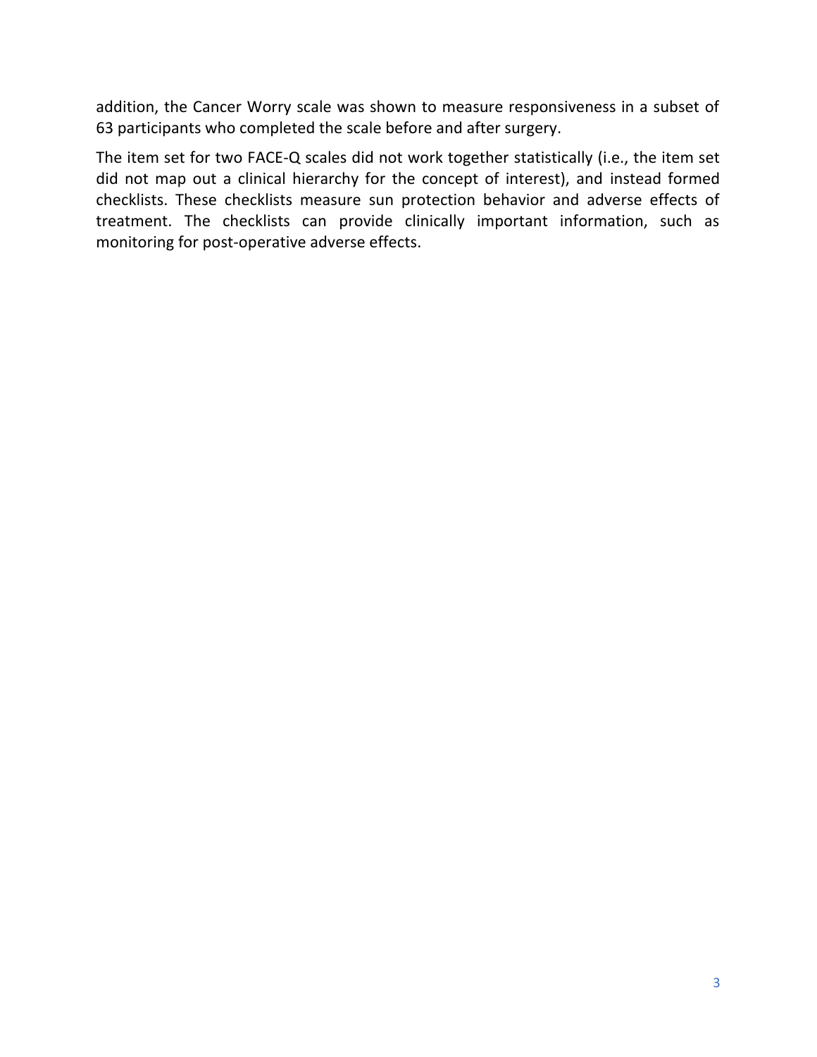addition, the Cancer Worry scale was shown to measure responsiveness in a subset of 63 participants who completed the scale before and after surgery.

The item set for two FACE-Q scales did not work together statistically (i.e., the item set did not map out a clinical hierarchy for the concept of interest), and instead formed checklists. These checklists measure sun protection behavior and adverse effects of treatment. The checklists can provide clinically important information, such as monitoring for post-operative adverse effects.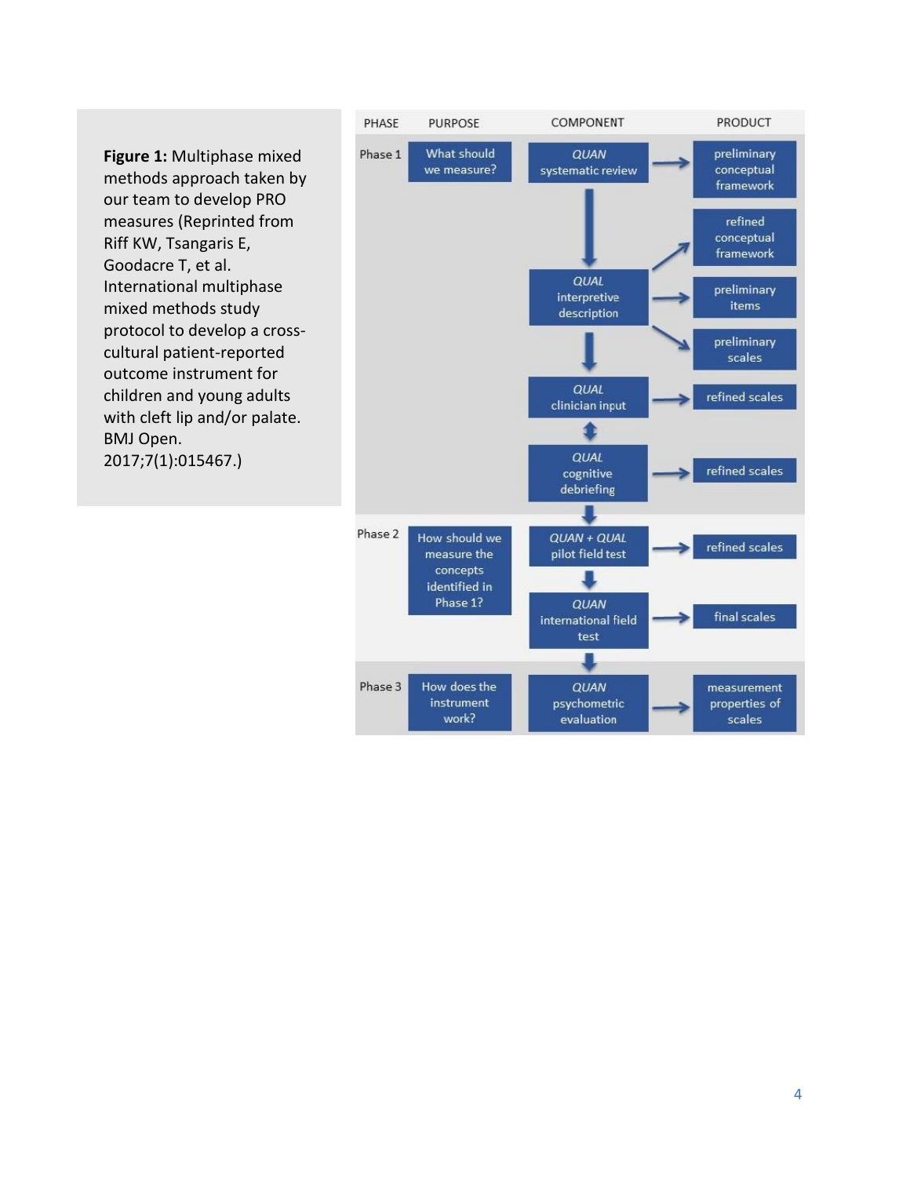**Figure 1:** Multiphase mixed methods approach taken by our team to develop PRO measures (Reprinted from Riff KW, Tsangaris E, Goodacre T, et al. International multiphase mixed methods study protocol to develop a cross-cultural patient-reported outcome instrument for children and young adults with cleft lip and/or palate. BMJ Open. 2017;7(1):015467.)

| PHASE | PURPOSE | COMPONENT | PRODUCT |
|---|---|---|---|
| Phase 1 | What should we measure? | *QUAN* systematic review | preliminary conceptual framework |
| | | *QUAL* interpretive description | refined conceptual framework; preliminary items; preliminary scales |
| | | *QUAL* clinician input | refined scales |
| | | *QUAL* cognitive debriefing | refined scales |
| Phase 2 | How should we measure the concepts identified in Phase 1? | *QUAN + QUAL* pilot field test | refined scales |
| | | *QUAN* international field test | final scales |
| Phase 3 | How does the instrument work? | *QUAN* psychometric evaluation | measurement properties of scales |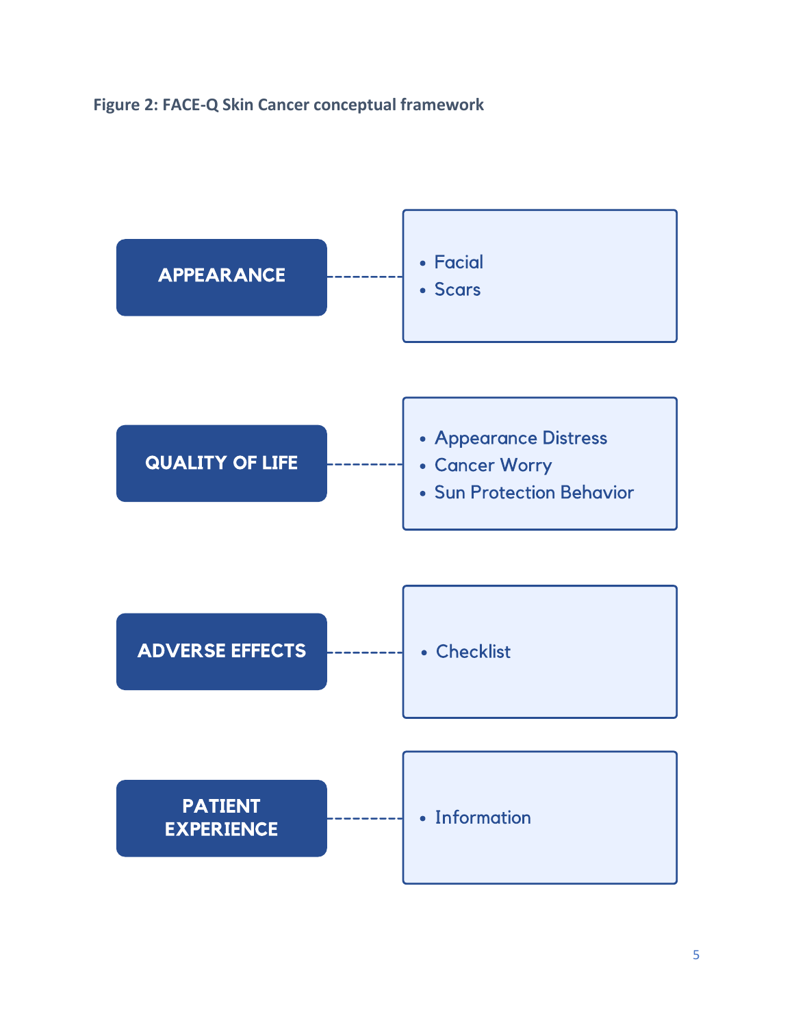**Figure 2: FACE-Q Skin Cancer conceptual framework**

| Domain | Scales |
| --- | --- |
| **APPEARANCE** | • Facial<br>• Scars |
| **QUALITY OF LIFE** | • Appearance Distress<br>• Cancer Worry<br>• Sun Protection Behavior |
| **ADVERSE EFFECTS** | • Checklist |
| **PATIENT EXPERIENCE** | • Information |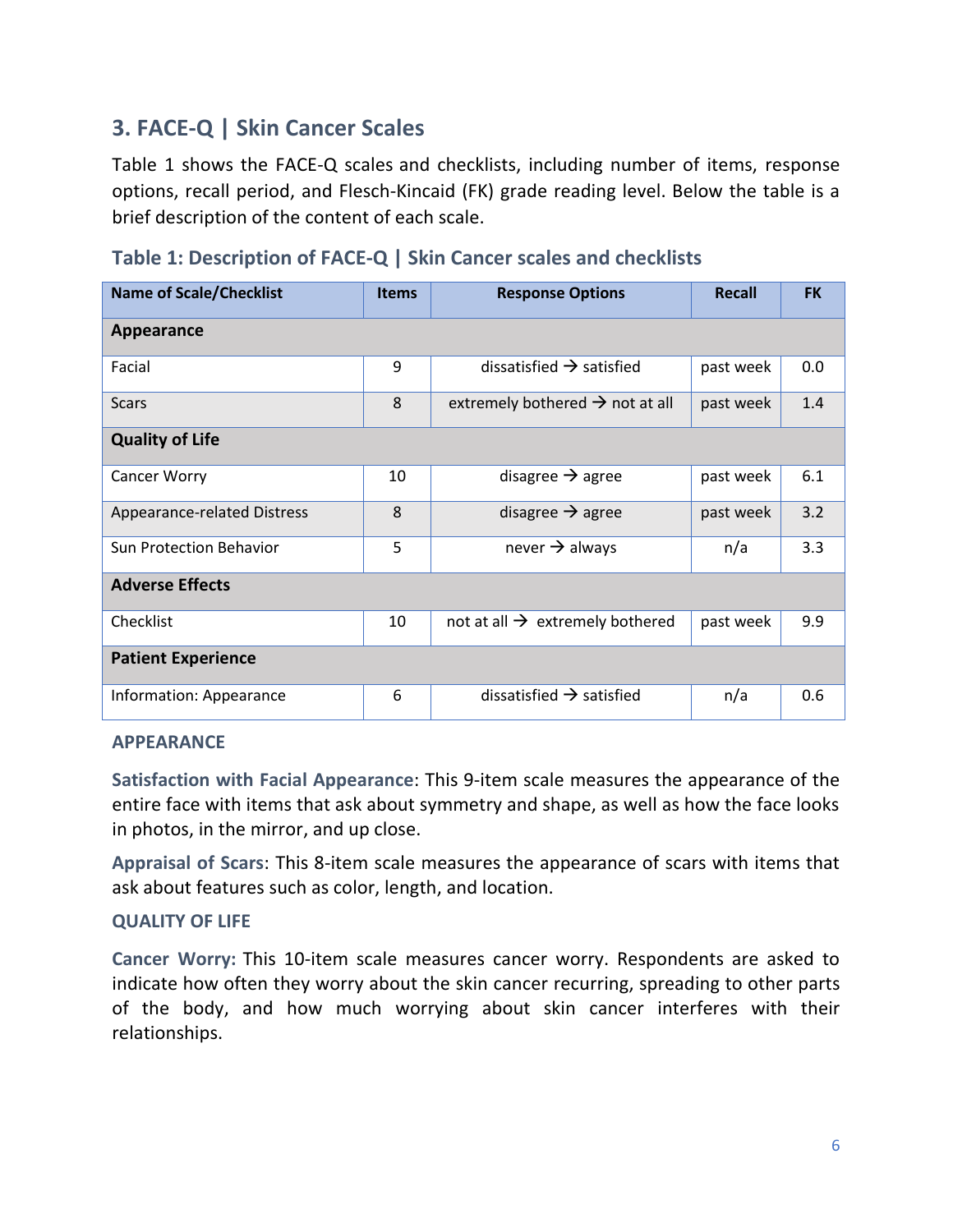## 3. FACE-Q | Skin Cancer Scales

Table 1 shows the FACE-Q scales and checklists, including number of items, response options, recall period, and Flesch-Kincaid (FK) grade reading level. Below the table is a brief description of the content of each scale.

### Table 1: Description of FACE-Q | Skin Cancer scales and checklists

| Name of Scale/Checklist | Items | Response Options | Recall | FK |
|---|---|---|---|---|
| **Appearance** | | | | |
| Facial | 9 | dissatisfied → satisfied | past week | 0.0 |
| Scars | 8 | extremely bothered → not at all | past week | 1.4 |
| **Quality of Life** | | | | |
| Cancer Worry | 10 | disagree → agree | past week | 6.1 |
| Appearance-related Distress | 8 | disagree → agree | past week | 3.2 |
| Sun Protection Behavior | 5 | never → always | n/a | 3.3 |
| **Adverse Effects** | | | | |
| Checklist | 10 | not at all → extremely bothered | past week | 9.9 |
| **Patient Experience** | | | | |
| Information: Appearance | 6 | dissatisfied → satisfied | n/a | 0.6 |

#### APPEARANCE

**Satisfaction with Facial Appearance**: This 9-item scale measures the appearance of the entire face with items that ask about symmetry and shape, as well as how the face looks in photos, in the mirror, and up close.

**Appraisal of Scars**: This 8-item scale measures the appearance of scars with items that ask about features such as color, length, and location.

#### QUALITY OF LIFE

**Cancer Worry:** This 10-item scale measures cancer worry. Respondents are asked to indicate how often they worry about the skin cancer recurring, spreading to other parts of the body, and how much worrying about skin cancer interferes with their relationships.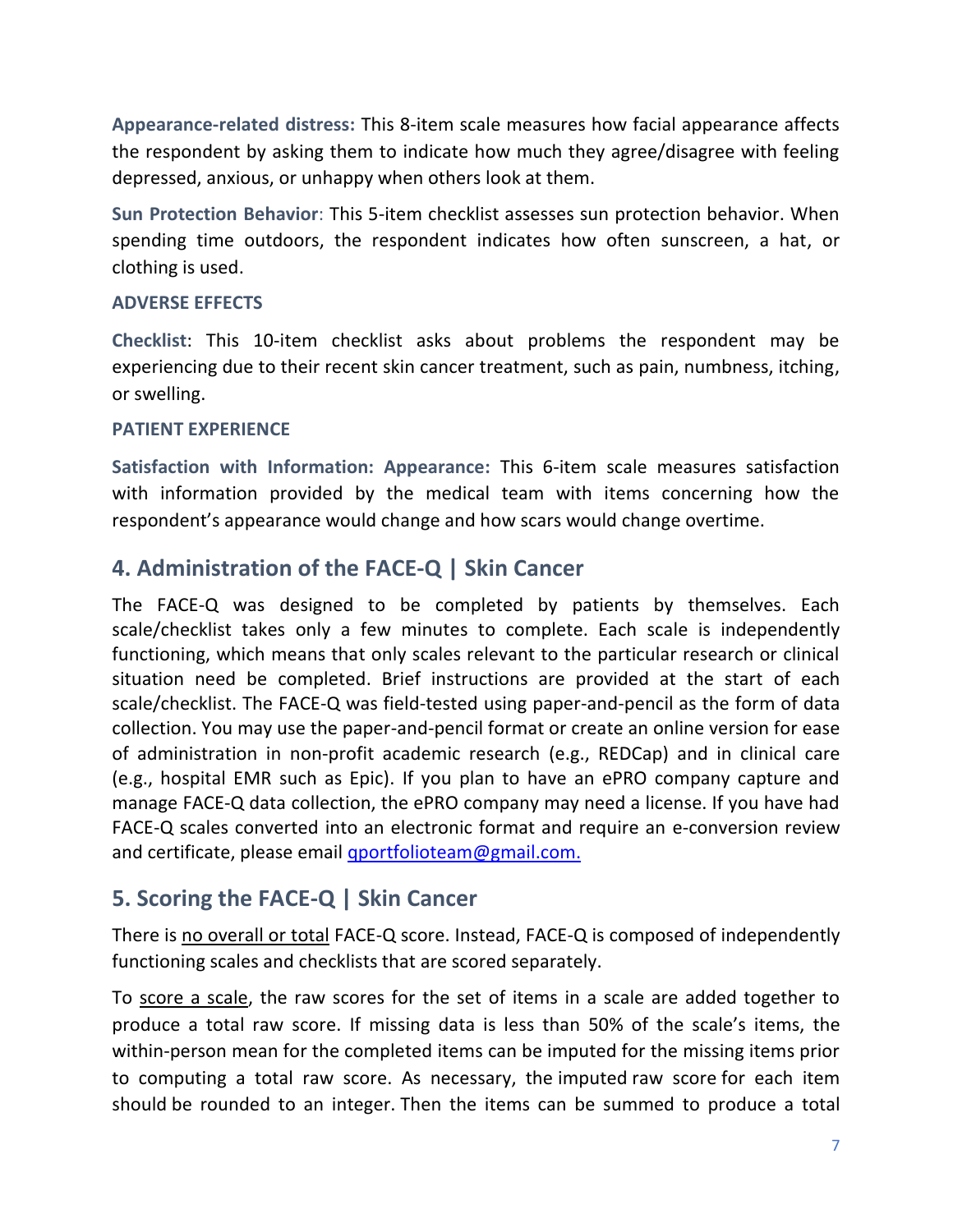**Appearance-related distress:** This 8-item scale measures how facial appearance affects the respondent by asking them to indicate how much they agree/disagree with feeling depressed, anxious, or unhappy when others look at them.

**Sun Protection Behavior**: This 5-item checklist assesses sun protection behavior. When spending time outdoors, the respondent indicates how often sunscreen, a hat, or clothing is used.

**ADVERSE EFFECTS**

**Checklist**: This 10-item checklist asks about problems the respondent may be experiencing due to their recent skin cancer treatment, such as pain, numbness, itching, or swelling.

**PATIENT EXPERIENCE**

**Satisfaction with Information: Appearance:** This 6-item scale measures satisfaction with information provided by the medical team with items concerning how the respondent's appearance would change and how scars would change overtime.

## 4. Administration of the FACE-Q | Skin Cancer

The FACE-Q was designed to be completed by patients by themselves. Each scale/checklist takes only a few minutes to complete. Each scale is independently functioning, which means that only scales relevant to the particular research or clinical situation need be completed. Brief instructions are provided at the start of each scale/checklist. The FACE-Q was field-tested using paper-and-pencil as the form of data collection. You may use the paper-and-pencil format or create an online version for ease of administration in non-profit academic research (e.g., REDCap) and in clinical care (e.g., hospital EMR such as Epic). If you plan to have an ePRO company capture and manage FACE-Q data collection, the ePRO company may need a license. If you have had FACE-Q scales converted into an electronic format and require an e-conversion review and certificate, please email qportfolioteam@gmail.com.

## 5. Scoring the FACE-Q | Skin Cancer

There is <u>no overall or total</u> FACE-Q score. Instead, FACE-Q is composed of independently functioning scales and checklists that are scored separately.

To <u>score a scale</u>, the raw scores for the set of items in a scale are added together to produce a total raw score. If missing data is less than 50% of the scale's items, the within-person mean for the completed items can be imputed for the missing items prior to computing a total raw score. As necessary, the imputed raw score for each item should be rounded to an integer. Then the items can be summed to produce a total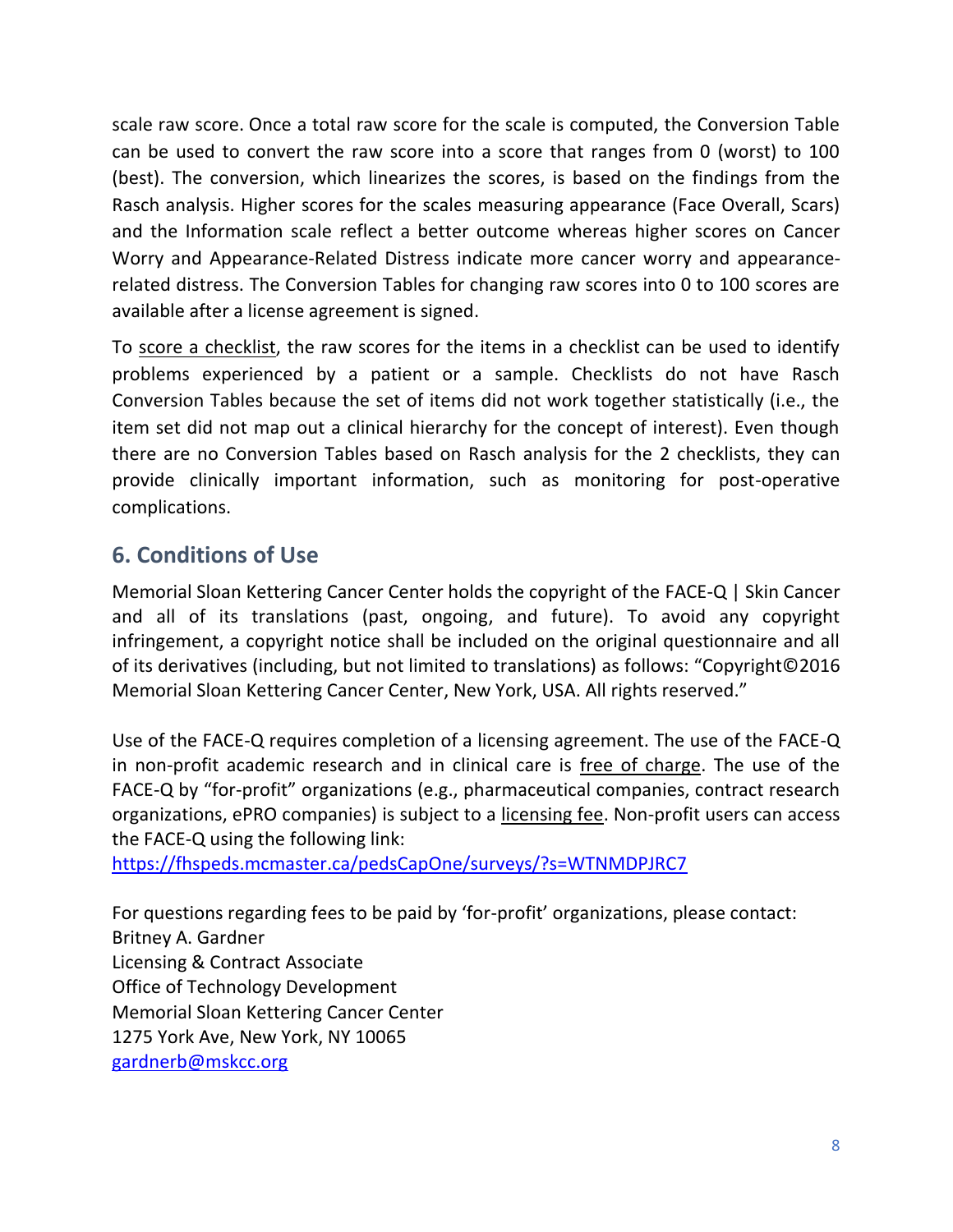scale raw score. Once a total raw score for the scale is computed, the Conversion Table can be used to convert the raw score into a score that ranges from 0 (worst) to 100 (best). The conversion, which linearizes the scores, is based on the findings from the Rasch analysis. Higher scores for the scales measuring appearance (Face Overall, Scars) and the Information scale reflect a better outcome whereas higher scores on Cancer Worry and Appearance-Related Distress indicate more cancer worry and appearance-related distress. The Conversion Tables for changing raw scores into 0 to 100 scores are available after a license agreement is signed.

To score a checklist, the raw scores for the items in a checklist can be used to identify problems experienced by a patient or a sample. Checklists do not have Rasch Conversion Tables because the set of items did not work together statistically (i.e., the item set did not map out a clinical hierarchy for the concept of interest). Even though there are no Conversion Tables based on Rasch analysis for the 2 checklists, they can provide clinically important information, such as monitoring for post-operative complications.

## 6. Conditions of Use

Memorial Sloan Kettering Cancer Center holds the copyright of the FACE-Q | Skin Cancer and all of its translations (past, ongoing, and future). To avoid any copyright infringement, a copyright notice shall be included on the original questionnaire and all of its derivatives (including, but not limited to translations) as follows: "Copyright©2016 Memorial Sloan Kettering Cancer Center, New York, USA. All rights reserved."

Use of the FACE-Q requires completion of a licensing agreement. The use of the FACE-Q in non-profit academic research and in clinical care is free of charge. The use of the FACE-Q by "for-profit" organizations (e.g., pharmaceutical companies, contract research organizations, ePRO companies) is subject to a licensing fee. Non-profit users can access the FACE-Q using the following link:
https://fhspeds.mcmaster.ca/pedsCapOne/surveys/?s=WTNMDPJRC7

For questions regarding fees to be paid by 'for-profit' organizations, please contact:
Britney A. Gardner
Licensing & Contract Associate
Office of Technology Development
Memorial Sloan Kettering Cancer Center
1275 York Ave, New York, NY 10065
gardnerb@mskcc.org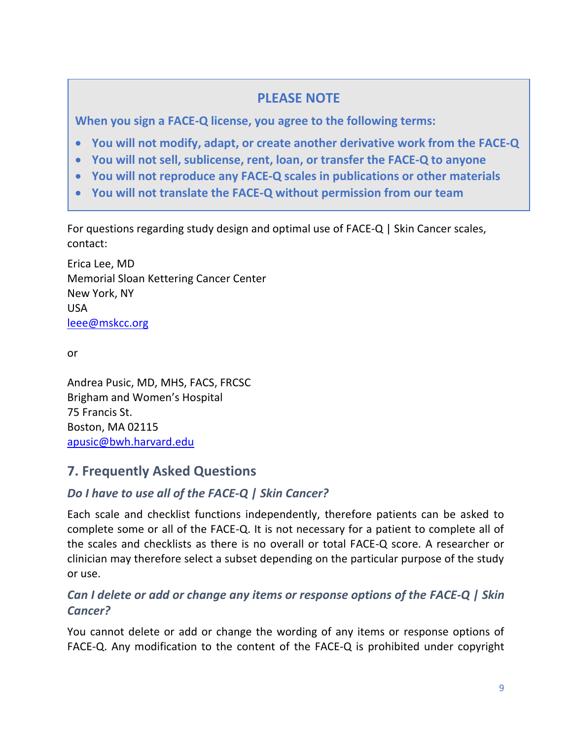**PLEASE NOTE**

**When you sign a FACE-Q license, you agree to the following terms:**

- **You will not modify, adapt, or create another derivative work from the FACE-Q**
- **You will not sell, sublicense, rent, loan, or transfer the FACE-Q to anyone**
- **You will not reproduce any FACE-Q scales in publications or other materials**
- **You will not translate the FACE-Q without permission from our team**

For questions regarding study design and optimal use of FACE-Q | Skin Cancer scales, contact:

Erica Lee, MD
Memorial Sloan Kettering Cancer Center
New York, NY
USA
leee@mskcc.org

or

Andrea Pusic, MD, MHS, FACS, FRCSC
Brigham and Women's Hospital
75 Francis St.
Boston, MA 02115
apusic@bwh.harvard.edu

## 7. Frequently Asked Questions

### *Do I have to use all of the FACE-Q | Skin Cancer?*

Each scale and checklist functions independently, therefore patients can be asked to complete some or all of the FACE-Q. It is not necessary for a patient to complete all of the scales and checklists as there is no overall or total FACE-Q score. A researcher or clinician may therefore select a subset depending on the particular purpose of the study or use.

### *Can I delete or add or change any items or response options of the FACE-Q | Skin Cancer?*

You cannot delete or add or change the wording of any items or response options of FACE-Q. Any modification to the content of the FACE-Q is prohibited under copyright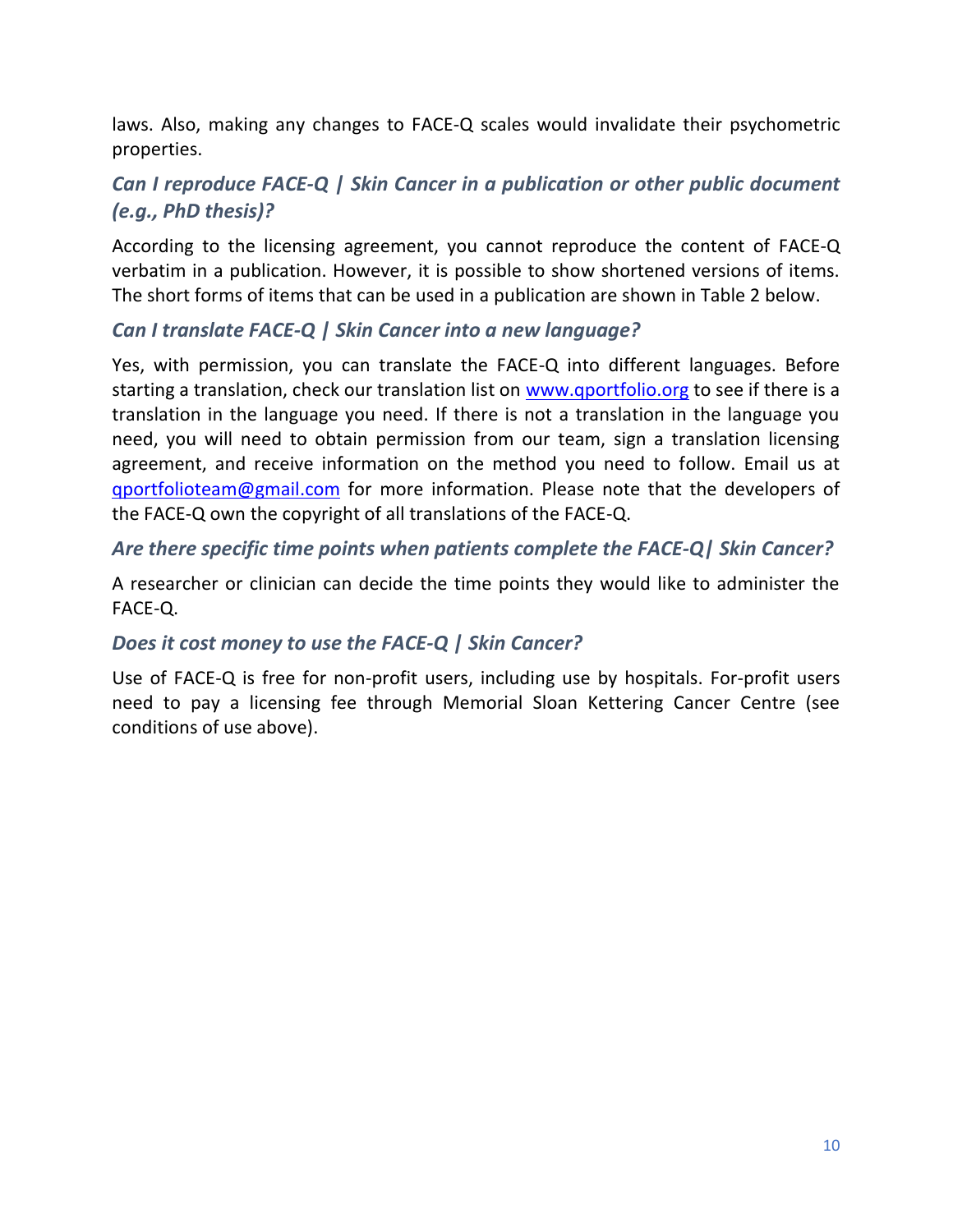laws. Also, making any changes to FACE-Q scales would invalidate their psychometric properties.

### *Can I reproduce FACE-Q | Skin Cancer in a publication or other public document (e.g., PhD thesis)?*

According to the licensing agreement, you cannot reproduce the content of FACE-Q verbatim in a publication. However, it is possible to show shortened versions of items. The short forms of items that can be used in a publication are shown in Table 2 below.

### *Can I translate FACE-Q | Skin Cancer into a new language?*

Yes, with permission, you can translate the FACE-Q into different languages. Before starting a translation, check our translation list on [www.qportfolio.org](www.qportfolio.org) to see if there is a translation in the language you need. If there is not a translation in the language you need, you will need to obtain permission from our team, sign a translation licensing agreement, and receive information on the method you need to follow. Email us at [qportfolioteam@gmail.com](mailto:qportfolioteam@gmail.com) for more information. Please note that the developers of the FACE-Q own the copyright of all translations of the FACE-Q.

### *Are there specific time points when patients complete the FACE-Q| Skin Cancer?*

A researcher or clinician can decide the time points they would like to administer the FACE-Q.

### *Does it cost money to use the FACE-Q | Skin Cancer?*

Use of FACE-Q is free for non-profit users, including use by hospitals. For-profit users need to pay a licensing fee through Memorial Sloan Kettering Cancer Centre (see conditions of use above).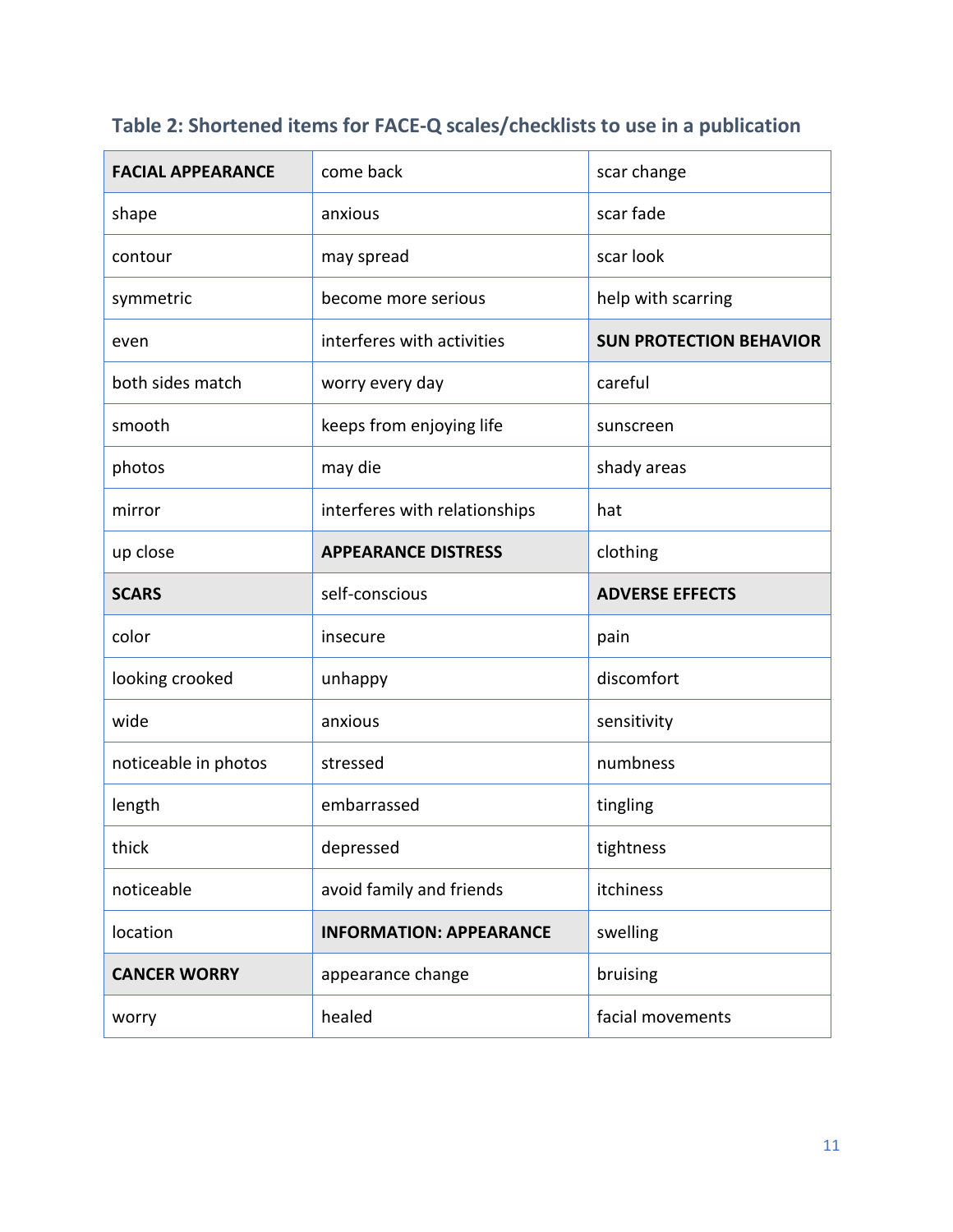### Table 2: Shortened items for FACE-Q scales/checklists to use in a publication

| | | |
|---|---|---|
| **FACIAL APPEARANCE** | come back | scar change |
| shape | anxious | scar fade |
| contour | may spread | scar look |
| symmetric | become more serious | help with scarring |
| even | interferes with activities | **SUN PROTECTION BEHAVIOR** |
| both sides match | worry every day | careful |
| smooth | keeps from enjoying life | sunscreen |
| photos | may die | shady areas |
| mirror | interferes with relationships | hat |
| up close | **APPEARANCE DISTRESS** | clothing |
| **SCARS** | self-conscious | **ADVERSE EFFECTS** |
| color | insecure | pain |
| looking crooked | unhappy | discomfort |
| wide | anxious | sensitivity |
| noticeable in photos | stressed | numbness |
| length | embarrassed | tingling |
| thick | depressed | tightness |
| noticeable | avoid family and friends | itchiness |
| location | **INFORMATION: APPEARANCE** | swelling |
| **CANCER WORRY** | appearance change | bruising |
| worry | healed | facial movements |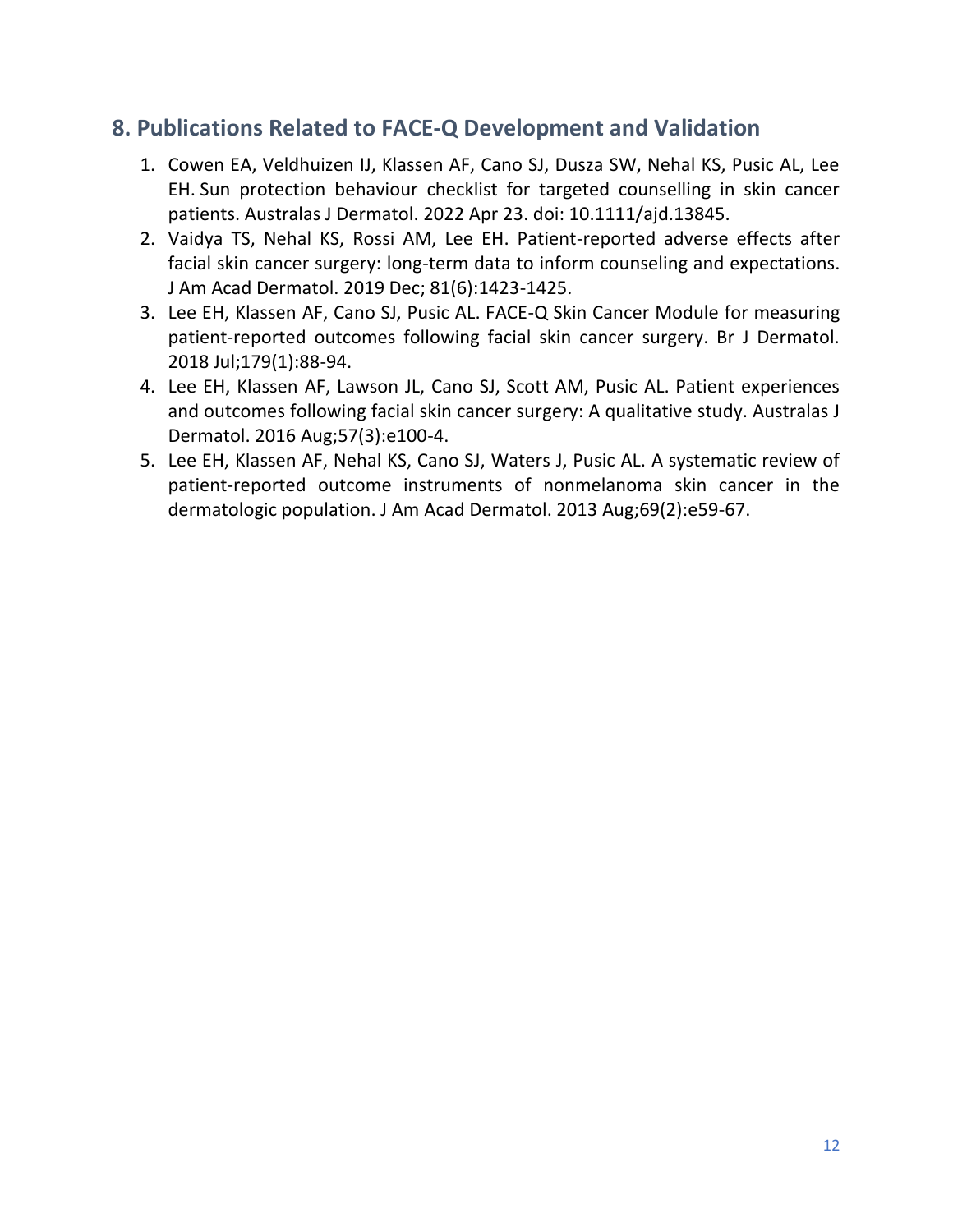## 8. Publications Related to FACE-Q Development and Validation

1. Cowen EA, Veldhuizen IJ, Klassen AF, Cano SJ, Dusza SW, Nehal KS, Pusic AL, Lee EH. Sun protection behaviour checklist for targeted counselling in skin cancer patients. Australas J Dermatol. 2022 Apr 23. doi: 10.1111/ajd.13845.
2. Vaidya TS, Nehal KS, Rossi AM, Lee EH. Patient-reported adverse effects after facial skin cancer surgery: long-term data to inform counseling and expectations. J Am Acad Dermatol. 2019 Dec; 81(6):1423-1425.
3. Lee EH, Klassen AF, Cano SJ, Pusic AL. FACE-Q Skin Cancer Module for measuring patient-reported outcomes following facial skin cancer surgery. Br J Dermatol. 2018 Jul;179(1):88-94.
4. Lee EH, Klassen AF, Lawson JL, Cano SJ, Scott AM, Pusic AL. Patient experiences and outcomes following facial skin cancer surgery: A qualitative study. Australas J Dermatol. 2016 Aug;57(3):e100-4.
5. Lee EH, Klassen AF, Nehal KS, Cano SJ, Waters J, Pusic AL. A systematic review of patient-reported outcome instruments of nonmelanoma skin cancer in the dermatologic population. J Am Acad Dermatol. 2013 Aug;69(2):e59-67.